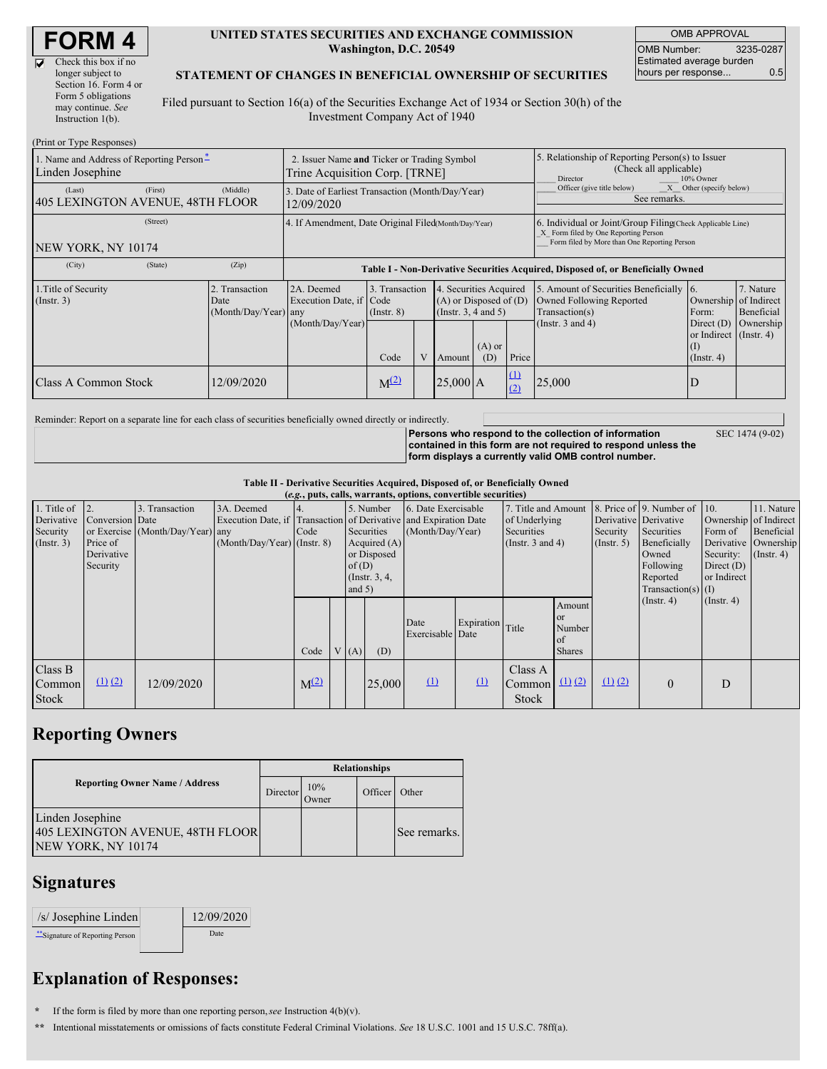# FORM 4

☑ Check this box if no longer subject to Section 16. Form 4 or Form 5 obligations may continue. *See* Instruction 1(b).

**UNITED STATES SECURITIES AND EXCHANGE COMMISSION**
**Washington, D.C. 20549**

**STATEMENT OF CHANGES IN BENEFICIAL OWNERSHIP OF SECURITIES**

Filed pursuant to Section 16(a) of the Securities Exchange Act of 1934 or Section 30(h) of the Investment Company Act of 1940

| OMB APPROVAL | |
|---|---|
| OMB Number: | 3235-0287 |
| Estimated average burden hours per response... | 0.5 |

(Print or Type Responses)

| 1. Name and Address of Reporting Person* | 2. Issuer Name and Ticker or Trading Symbol | 5. Relationship of Reporting Person(s) to Issuer (Check all applicable) |
|---|---|---|
| Linden Josephine | Trine Acquisition Corp. [TRNE] | ___ Director ___ 10% Owner ___ Officer (give title below) _X_ Other (specify below) See remarks. |
| (Last) (First) (Middle) 405 LEXINGTON AVENUE, 48TH FLOOR | 3. Date of Earliest Transaction (Month/Day/Year) 12/09/2020 | |
| (Street) NEW YORK, NY 10174 | 4. If Amendment, Date Original Filed (Month/Day/Year) | 6. Individual or Joint/Group Filing (Check Applicable Line) _X_ Form filed by One Reporting Person ___ Form filed by More than One Reporting Person |
| (City) (State) (Zip) | | |

**Table I - Non-Derivative Securities Acquired, Disposed of, or Beneficially Owned**

| 1.Title of Security (Instr. 3) | 2. Transaction Date (Month/Day/Year) | 2A. Deemed Execution Date, if any (Month/Day/Year) | 3. Transaction Code (Instr. 8) | | 4. Securities Acquired (A) or Disposed of (D) (Instr. 3, 4 and 5) | | | 5. Amount of Securities Beneficially Owned Following Reported Transaction(s) (Instr. 3 and 4) | 6. Ownership Form: Direct (D) or Indirect (I) (Instr. 4) | 7. Nature of Indirect Beneficial Ownership (Instr. 4) |
|---|---|---|---|---|---|---|---|---|---|---|
| | | | Code | V | Amount | (A) or (D) | Price | | | |
| Class A Common Stock | 12/09/2020 | | M(2) | | 25,000 | A | (1) (2) | 25,000 | D | |

Reminder: Report on a separate line for each class of securities beneficially owned directly or indirectly.

**Persons who respond to the collection of information contained in this form are not required to respond unless the form displays a currently valid OMB control number.** SEC 1474 (9-02)

**Table II - Derivative Securities Acquired, Disposed of, or Beneficially Owned**
**(*e.g.*, puts, calls, warrants, options, convertible securities)**

| 1. Title of Derivative Security (Instr. 3) | 2. Conversion or Exercise Price of Derivative Security | 3. Transaction Date (Month/Day/Year) | 3A. Deemed Execution Date, if any (Month/Day/Year) | 4. Transaction Code (Instr. 8) | | 5. Number of Derivative Securities Acquired (A) or Disposed of (D) (Instr. 3, 4, and 5) | | 6. Date Exercisable and Expiration Date (Month/Day/Year) | | 7. Title and Amount of Underlying Securities (Instr. 3 and 4) | | 8. Price of Derivative Security (Instr. 5) | 9. Number of Derivative Securities Beneficially Owned Following Reported Transaction(s) (Instr. 4) | 10. Ownership Form of Derivative Security: Direct (D) or Indirect (I) (Instr. 4) | 11. Nature of Indirect Beneficial Ownership (Instr. 4) |
|---|---|---|---|---|---|---|---|---|---|---|---|---|---|---|---|
| | | | | Code | V | (A) | (D) | Date Exercisable | Expiration Date | Title | Amount or Number of Shares | | | | |
| Class B Common Stock | (1) (2) | 12/09/2020 | | M(2) | | | 25,000 | (1) | (1) | Class A Common Stock | (1) (2) | (1) (2) | 0 | D | |

## Reporting Owners

| Reporting Owner Name / Address | Relationships | | | |
|---|---|---|---|---|
| | Director | 10% Owner | Officer | Other |
| Linden Josephine 405 LEXINGTON AVENUE, 48TH FLOOR NEW YORK, NY 10174 | | | | See remarks. |

## Signatures

| /s/ Josephine Linden | 12/09/2020 |
|---|---|
| **Signature of Reporting Person | Date |

## Explanation of Responses:

\* If the form is filed by more than one reporting person, *see* Instruction 4(b)(v).

\*\* Intentional misstatements or omissions of facts constitute Federal Criminal Violations. *See* 18 U.S.C. 1001 and 15 U.S.C. 78ff(a).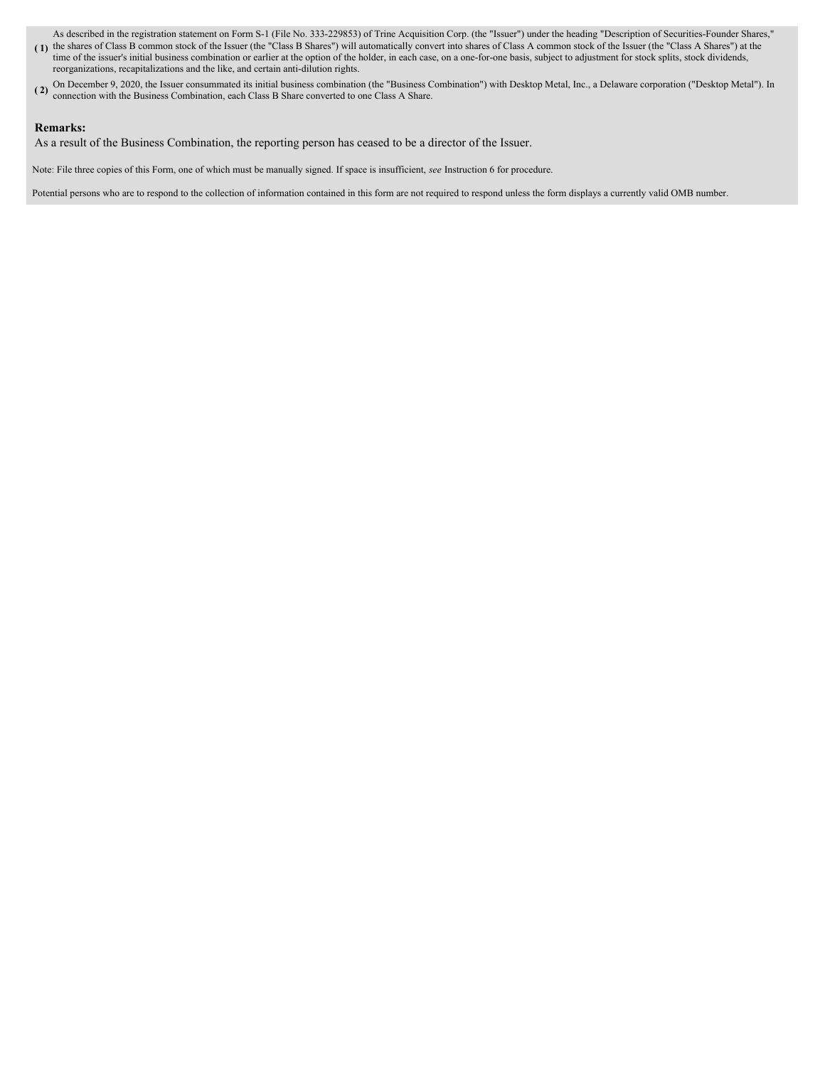(1) As described in the registration statement on Form S-1 (File No. 333-229853) of Trine Acquisition Corp. (the "Issuer") under the heading "Description of Securities-Founder Shares," the shares of Class B common stock of the Issuer (the "Class B Shares") will automatically convert into shares of Class A common stock of the Issuer (the "Class A Shares") at the time of the issuer's initial business combination or earlier at the option of the holder, in each case, on a one-for-one basis, subject to adjustment for stock splits, stock dividends, reorganizations, recapitalizations and the like, and certain anti-dilution rights.

(2) On December 9, 2020, the Issuer consummated its initial business combination (the "Business Combination") with Desktop Metal, Inc., a Delaware corporation ("Desktop Metal"). In connection with the Business Combination, each Class B Share converted to one Class A Share.

**Remarks:**

As a result of the Business Combination, the reporting person has ceased to be a director of the Issuer.

Note: File three copies of this Form, one of which must be manually signed. If space is insufficient, *see* Instruction 6 for procedure.

Potential persons who are to respond to the collection of information contained in this form are not required to respond unless the form displays a currently valid OMB number.